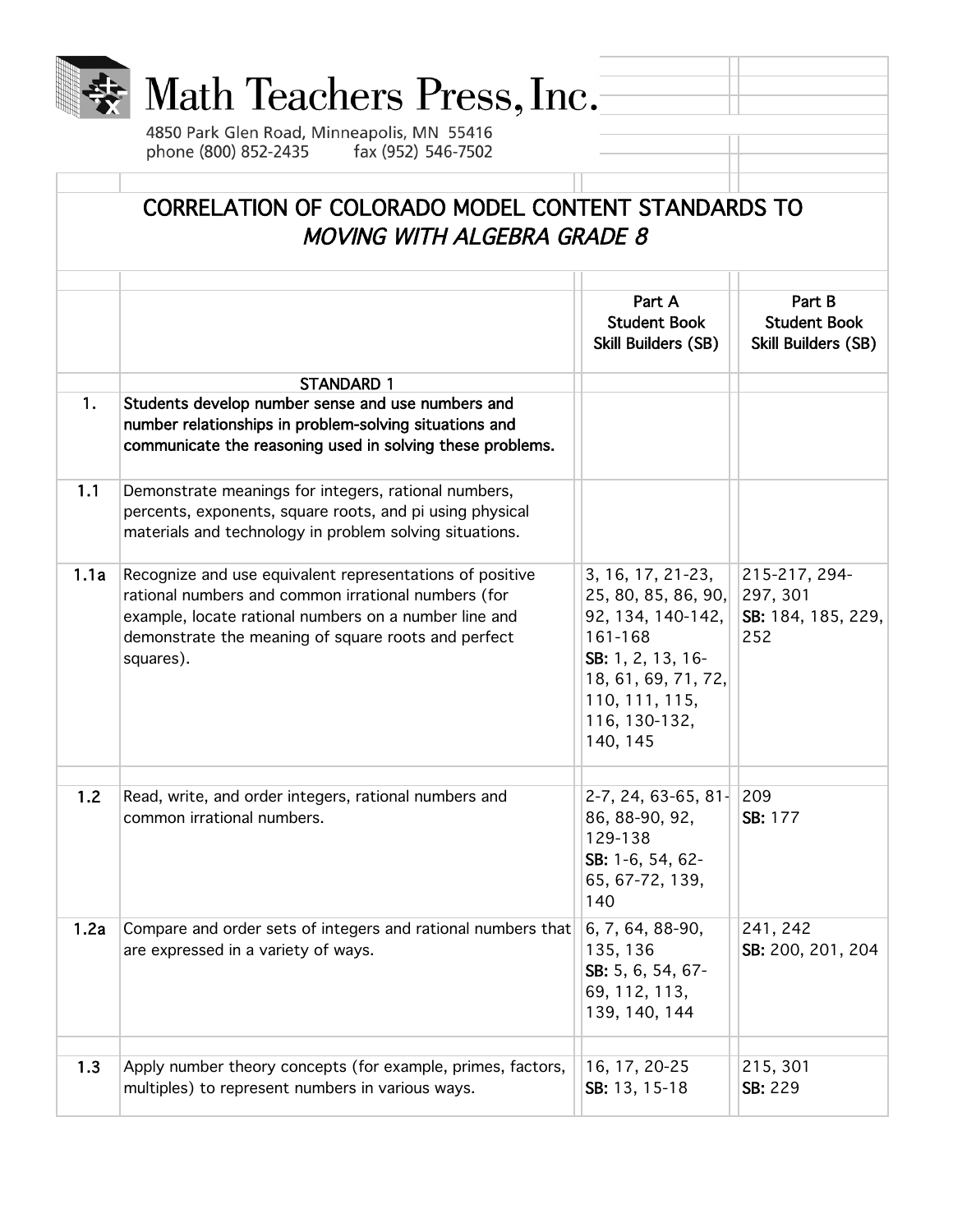# Math Teachers Press, Inc.

4850 Park Glen Road, Minneapolis, MN 55416
phone (800) 852-2435 fax (952) 546-7502

## CORRELATION OF COLORADO MODEL CONTENT STANDARDS TO *MOVING WITH ALGEBRA GRADE 8*

| | | Part A Student Book Skill Builders (SB) | Part B Student Book Skill Builders (SB) |
|---|---|---|---|
| | STANDARD 1 | | |
| **1.** | **Students develop number sense and use numbers and number relationships in problem-solving situations and communicate the reasoning used in solving these problems.** | | |
| **1.1** | Demonstrate meanings for integers, rational numbers, percents, exponents, square roots, and pi using physical materials and technology in problem solving situations. | | |
| **1.1a** | Recognize and use equivalent representations of positive rational numbers and common irrational numbers (for example, locate rational numbers on a number line and demonstrate the meaning of square roots and perfect squares). | 3, 16, 17, 21-23, 25, 80, 85, 86, 90, 92, 134, 140-142, 161-168 **SB:** 1, 2, 13, 16-18, 61, 69, 71, 72, 110, 111, 115, 116, 130-132, 140, 145 | 215-217, 294-297, 301 **SB:** 184, 185, 229, 252 |
| **1.2** | Read, write, and order integers, rational numbers and common irrational numbers. | 2-7, 24, 63-65, 81-86, 88-90, 92, 129-138 **SB:** 1-6, 54, 62-65, 67-72, 139, 140 | 209 **SB:** 177 |
| **1.2a** | Compare and order sets of integers and rational numbers that are expressed in a variety of ways. | 6, 7, 64, 88-90, 135, 136 **SB:** 5, 6, 54, 67-69, 112, 113, 139, 140, 144 | 241, 242 **SB:** 200, 201, 204 |
| **1.3** | Apply number theory concepts (for example, primes, factors, multiples) to represent numbers in various ways. | 16, 17, 20-25 **SB:** 13, 15-18 | 215, 301 **SB:** 229 |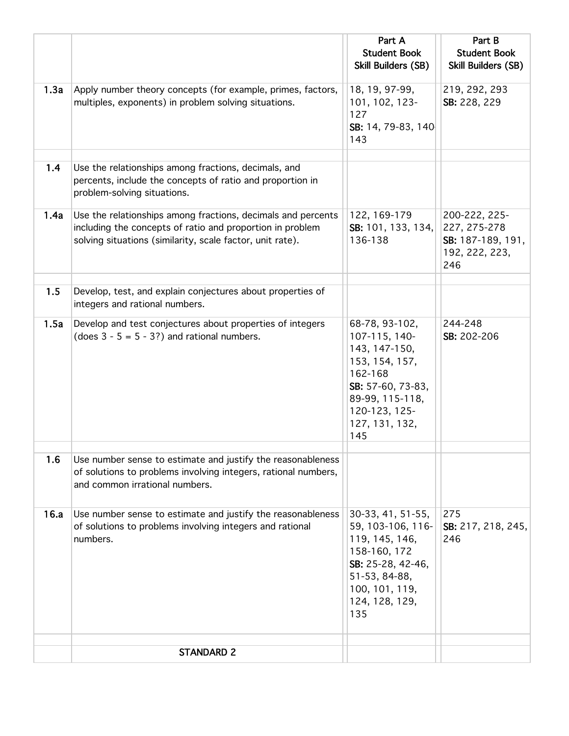| | | Part A Student Book Skill Builders (SB) | Part B Student Book Skill Builders (SB) |
|---|---|---|---|
| **1.3a** | Apply number theory concepts (for example, primes, factors, multiples, exponents) in problem solving situations. | 18, 19, 97-99, 101, 102, 123-127 **SB:** 14, 79-83, 140-143 | 219, 292, 293 **SB:** 228, 229 |
| | | | |
| **1.4** | Use the relationships among fractions, decimals, and percents, include the concepts of ratio and proportion in problem-solving situations. | | |
| **1.4a** | Use the relationships among fractions, decimals and percents including the concepts of ratio and proportion in problem solving situations (similarity, scale factor, unit rate). | 122, 169-179 **SB:** 101, 133, 134, 136-138 | 200-222, 225-227, 275-278 **SB:** 187-189, 191, 192, 222, 223, 246 |
| | | | |
| **1.5** | Develop, test, and explain conjectures about properties of integers and rational numbers. | | |
| **1.5a** | Develop and test conjectures about properties of integers (does 3 - 5 = 5 - 3?) and rational numbers. | 68-78, 93-102, 107-115, 140-143, 147-150, 153, 154, 157, 162-168 **SB:** 57-60, 73-83, 89-99, 115-118, 120-123, 125-127, 131, 132, 145 | 244-248 **SB:** 202-206 |
| | | | |
| **1.6** | Use number sense to estimate and justify the reasonableness of solutions to problems involving integers, rational numbers, and common irrational numbers. | | |
| **16.a** | Use number sense to estimate and justify the reasonableness of solutions to problems involving integers and rational numbers. | 30-33, 41, 51-55, 59, 103-106, 116-119, 145, 146, 158-160, 172 **SB:** 25-28, 42-46, 51-53, 84-88, 100, 101, 119, 124, 128, 129, 135 | 275 **SB:** 217, 218, 245, 246 |
| | | | |
| | **STANDARD 2** | | |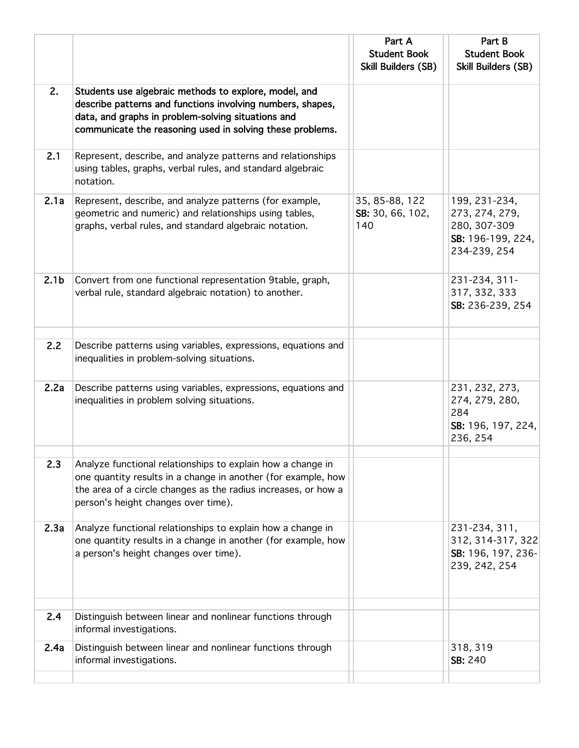| | | Part A Student Book Skill Builders (SB) | Part B Student Book Skill Builders (SB) |
|---|---|---|---|
| **2.** | **Students use algebraic methods to explore, model, and describe patterns and functions involving numbers, shapes, data, and graphs in problem-solving situations and communicate the reasoning used in solving these problems.** | | |
| **2.1** | Represent, describe, and analyze patterns and relationships using tables, graphs, verbal rules, and standard algebraic notation. | | |
| **2.1a** | Represent, describe, and analyze patterns (for example, geometric and numeric) and relationships using tables, graphs, verbal rules, and standard algebraic notation. | 35, 85-88, 122 **SB:** 30, 66, 102, 140 | 199, 231-234, 273, 274, 279, 280, 307-309 **SB:** 196-199, 224, 234-239, 254 |
| **2.1b** | Convert from one functional representation 9table, graph, verbal rule, standard algebraic notation) to another. | | 231-234, 311-317, 332, 333 **SB:** 236-239, 254 |
| | | | |
| **2.2** | Describe patterns using variables, expressions, equations and inequalities in problem-solving situations. | | |
| **2.2a** | Describe patterns using variables, expressions, equations and inequalities in problem solving situations. | | 231, 232, 273, 274, 279, 280, 284 **SB:** 196, 197, 224, 236, 254 |
| | | | |
| **2.3** | Analyze functional relationships to explain how a change in one quantity results in a change in another (for example, how the area of a circle changes as the radius increases, or how a person's height changes over time). | | |
| **2.3a** | Analyze functional relationships to explain how a change in one quantity results in a change in another (for example, how a person's height changes over time). | | 231-234, 311, 312, 314-317, 322 **SB:** 196, 197, 236-239, 242, 254 |
| | | | |
| **2.4** | Distinguish between linear and nonlinear functions through informal investigations. | | |
| **2.4a** | Distinguish between linear and nonlinear functions through informal investigations. | | 318, 319 **SB:** 240 |
| | | | |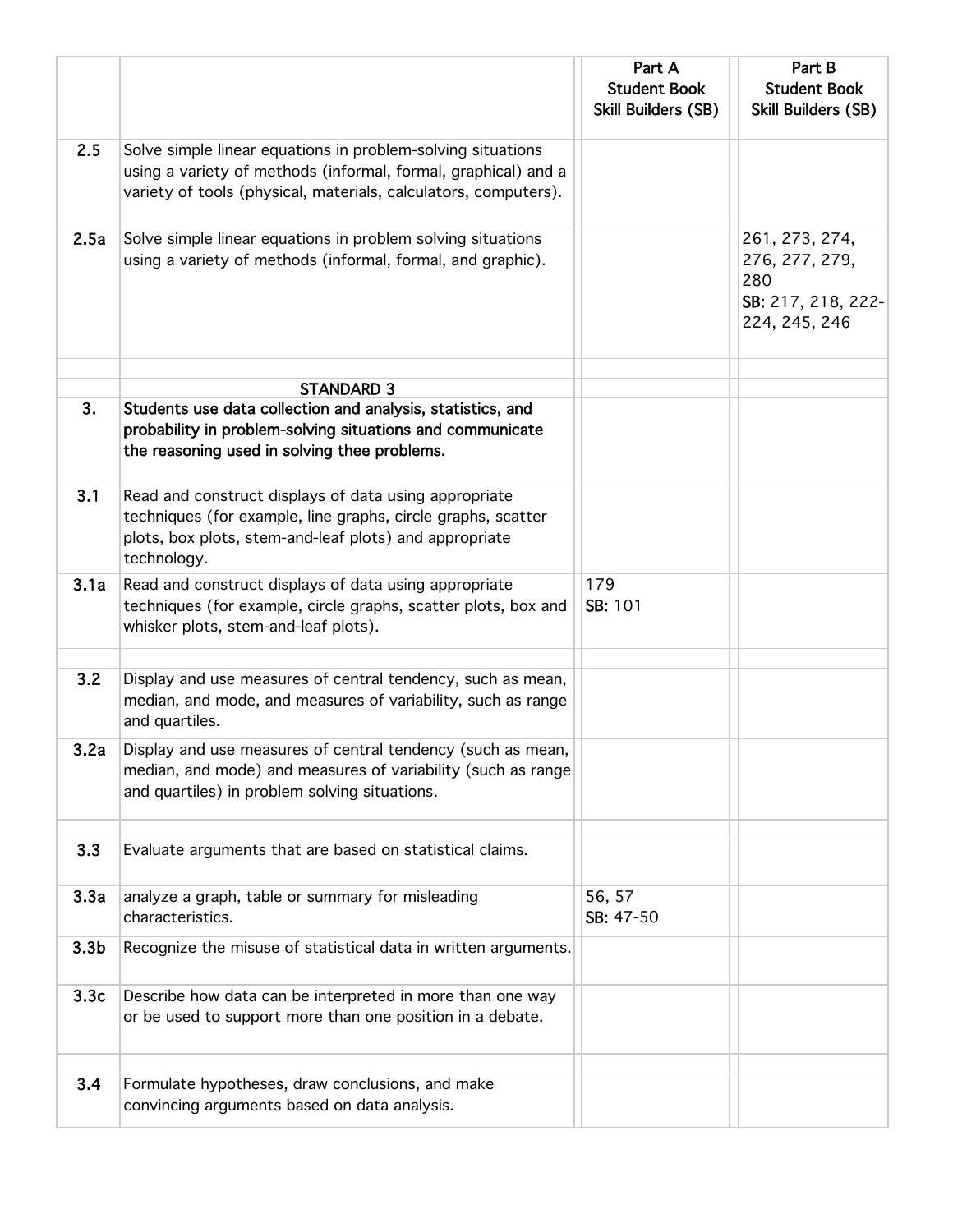| | | Part A Student Book Skill Builders (SB) | Part B Student Book Skill Builders (SB) |
|---|---|---|---|
| 2.5 | Solve simple linear equations in problem-solving situations using a variety of methods (informal, formal, graphical) and a variety of tools (physical, materials, calculators, computers). | | |
| 2.5a | Solve simple linear equations in problem solving situations using a variety of methods (informal, formal, and graphic). | | 261, 273, 274, 276, 277, 279, 280 **SB:** 217, 218, 222-224, 245, 246 |
| | | | |
| | **STANDARD 3** | | |
| **3.** | **Students use data collection and analysis, statistics, and probability in problem-solving situations and communicate the reasoning used in solving thee problems.** | | |
| 3.1 | Read and construct displays of data using appropriate techniques (for example, line graphs, circle graphs, scatter plots, box plots, stem-and-leaf plots) and appropriate technology. | | |
| 3.1a | Read and construct displays of data using appropriate techniques (for example, circle graphs, scatter plots, box and whisker plots, stem-and-leaf plots). | 179 **SB:** 101 | |
| | | | |
| 3.2 | Display and use measures of central tendency, such as mean, median, and mode, and measures of variability, such as range and quartiles. | | |
| 3.2a | Display and use measures of central tendency (such as mean, median, and mode) and measures of variability (such as range and quartiles) in problem solving situations. | | |
| | | | |
| 3.3 | Evaluate arguments that are based on statistical claims. | | |
| 3.3a | analyze a graph, table or summary for misleading characteristics. | 56, 57 **SB:** 47-50 | |
| 3.3b | Recognize the misuse of statistical data in written arguments. | | |
| 3.3c | Describe how data can be interpreted in more than one way or be used to support more than one position in a debate. | | |
| | | | |
| 3.4 | Formulate hypotheses, draw conclusions, and make convincing arguments based on data analysis. | | |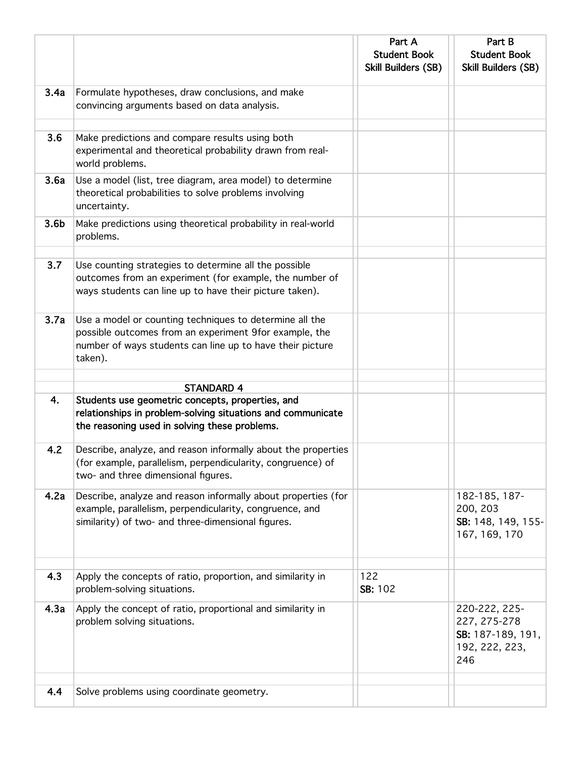| | | Part A Student Book Skill Builders (SB) | Part B Student Book Skill Builders (SB) |
|---|---|---|---|
| **3.4a** | Formulate hypotheses, draw conclusions, and make convincing arguments based on data analysis. | | |
| | | | |
| **3.6** | Make predictions and compare results using both experimental and theoretical probability drawn from real-world problems. | | |
| **3.6a** | Use a model (list, tree diagram, area model) to determine theoretical probabilities to solve problems involving uncertainty. | | |
| **3.6b** | Make predictions using theoretical probability in real-world problems. | | |
| | | | |
| **3.7** | Use counting strategies to determine all the possible outcomes from an experiment (for example, the number of ways students can line up to have their picture taken). | | |
| **3.7a** | Use a model or counting techniques to determine all the possible outcomes from an experiment 9for example, the number of ways students can line up to have their picture taken). | | |
| | | | |
| | **STANDARD 4** | | |
| **4.** | **Students use geometric concepts, properties, and relationships in problem-solving situations and communicate the reasoning used in solving these problems.** | | |
| **4.2** | Describe, analyze, and reason informally about the properties (for example, parallelism, perpendicularity, congruence) of two- and three dimensional figures. | | |
| **4.2a** | Describe, analyze and reason informally about properties (for example, parallelism, perpendicularity, congruence, and similarity) of two- and three-dimensional figures. | | 182-185, 187-200, 203 **SB:** 148, 149, 155-167, 169, 170 |
| | | | |
| **4.3** | Apply the concepts of ratio, proportion, and similarity in problem-solving situations. | 122 **SB:** 102 | |
| **4.3a** | Apply the concept of ratio, proportional and similarity in problem solving situations. | | 220-222, 225-227, 275-278 **SB:** 187-189, 191, 192, 222, 223, 246 |
| | | | |
| **4.4** | Solve problems using coordinate geometry. | | |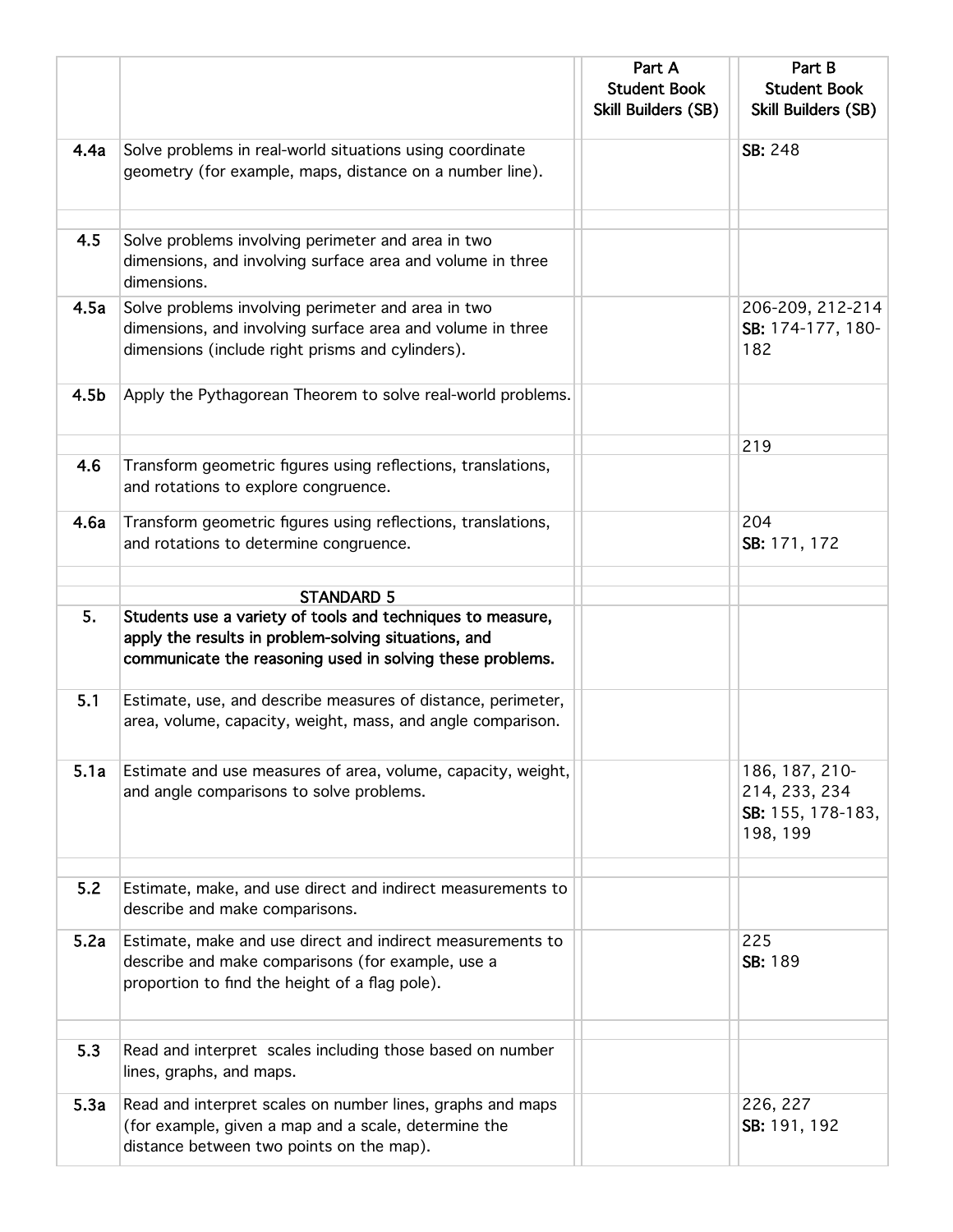| | | Part A Student Book Skill Builders (SB) | Part B Student Book Skill Builders (SB) |
|---|---|---|---|
| **4.4a** | Solve problems in real-world situations using coordinate geometry (for example, maps, distance on a number line). | | **SB:** 248 |
| | | | |
| **4.5** | Solve problems involving perimeter and area in two dimensions, and involving surface area and volume in three dimensions. | | |
| **4.5a** | Solve problems involving perimeter and area in two dimensions, and involving surface area and volume in three dimensions (include right prisms and cylinders). | | 206-209, 212-214<br>**SB:** 174-177, 180-182 |
| **4.5b** | Apply the Pythagorean Theorem to solve real-world problems. | | |
| | | | 219 |
| **4.6** | Transform geometric figures using reflections, translations, and rotations to explore congruence. | | |
| **4.6a** | Transform geometric figures using reflections, translations, and rotations to determine congruence. | | 204<br>**SB:** 171, 172 |
| | | | |
| | **STANDARD 5** | | |
| **5.** | **Students use a variety of tools and techniques to measure, apply the results in problem-solving situations, and communicate the reasoning used in solving these problems.** | | |
| **5.1** | Estimate, use, and describe measures of distance, perimeter, area, volume, capacity, weight, mass, and angle comparison. | | |
| **5.1a** | Estimate and use measures of area, volume, capacity, weight, and angle comparisons to solve problems. | | 186, 187, 210-214, 233, 234<br>**SB:** 155, 178-183, 198, 199 |
| | | | |
| **5.2** | Estimate, make, and use direct and indirect measurements to describe and make comparisons. | | |
| **5.2a** | Estimate, make and use direct and indirect measurements to describe and make comparisons (for example, use a proportion to find the height of a flag pole). | | 225<br>**SB:** 189 |
| | | | |
| **5.3** | Read and interpret scales including those based on number lines, graphs, and maps. | | |
| **5.3a** | Read and interpret scales on number lines, graphs and maps (for example, given a map and a scale, determine the distance between two points on the map). | | 226, 227<br>**SB:** 191, 192 |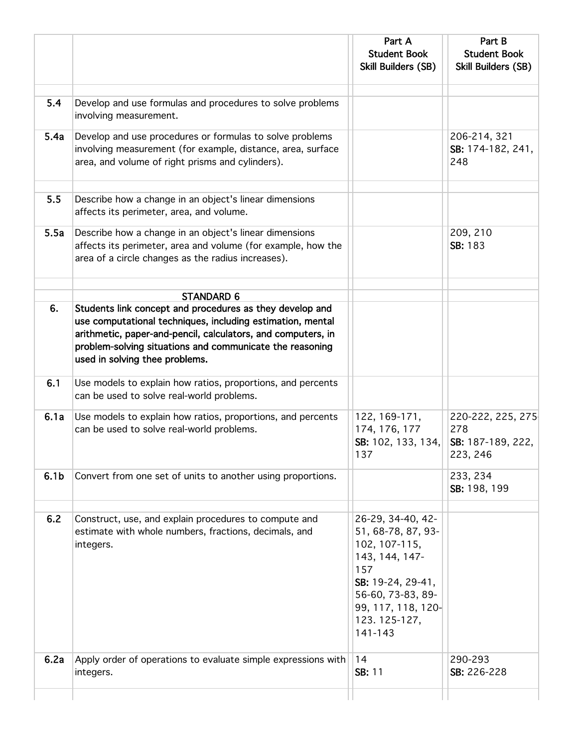| | | Part A Student Book Skill Builders (SB) | Part B Student Book Skill Builders (SB) |
|---|---|---|---|
| | | | |
| **5.4** | Develop and use formulas and procedures to solve problems involving measurement. | | |
| **5.4a** | Develop and use procedures or formulas to solve problems involving measurement (for example, distance, area, surface area, and volume of right prisms and cylinders). | | 206-214, 321 **SB:** 174-182, 241, 248 |
| | | | |
| **5.5** | Describe how a change in an object's linear dimensions affects its perimeter, area, and volume. | | |
| **5.5a** | Describe how a change in an object's linear dimensions affects its perimeter, area and volume (for example, how the area of a circle changes as the radius increases). | | 209, 210 **SB:** 183 |
| | | | |
| | STANDARD 6 | | |
| **6.** | **Students link concept and procedures as they develop and use computational techniques, including estimation, mental arithmetic, paper-and-pencil, calculators, and computers, in problem-solving situations and communicate the reasoning used in solving thee problems.** | | |
| **6.1** | Use models to explain how ratios, proportions, and percents can be used to solve real-world problems. | | |
| **6.1a** | Use models to explain how ratios, proportions, and percents can be used to solve real-world problems. | 122, 169-171, 174, 176, 177 **SB:** 102, 133, 134, 137 | 220-222, 225, 275-278 **SB:** 187-189, 222, 223, 246 |
| **6.1b** | Convert from one set of units to another using proportions. | | 233, 234 **SB:** 198, 199 |
| | | | |
| **6.2** | Construct, use, and explain procedures to compute and estimate with whole numbers, fractions, decimals, and integers. | 26-29, 34-40, 42-51, 68-78, 87, 93-102, 107-115, 143, 144, 147-157 **SB:** 19-24, 29-41, 56-60, 73-83, 89-99, 117, 118, 120-123. 125-127, 141-143 | |
| **6.2a** | Apply order of operations to evaluate simple expressions with integers. | 14 **SB:** 11 | 290-293 **SB:** 226-228 |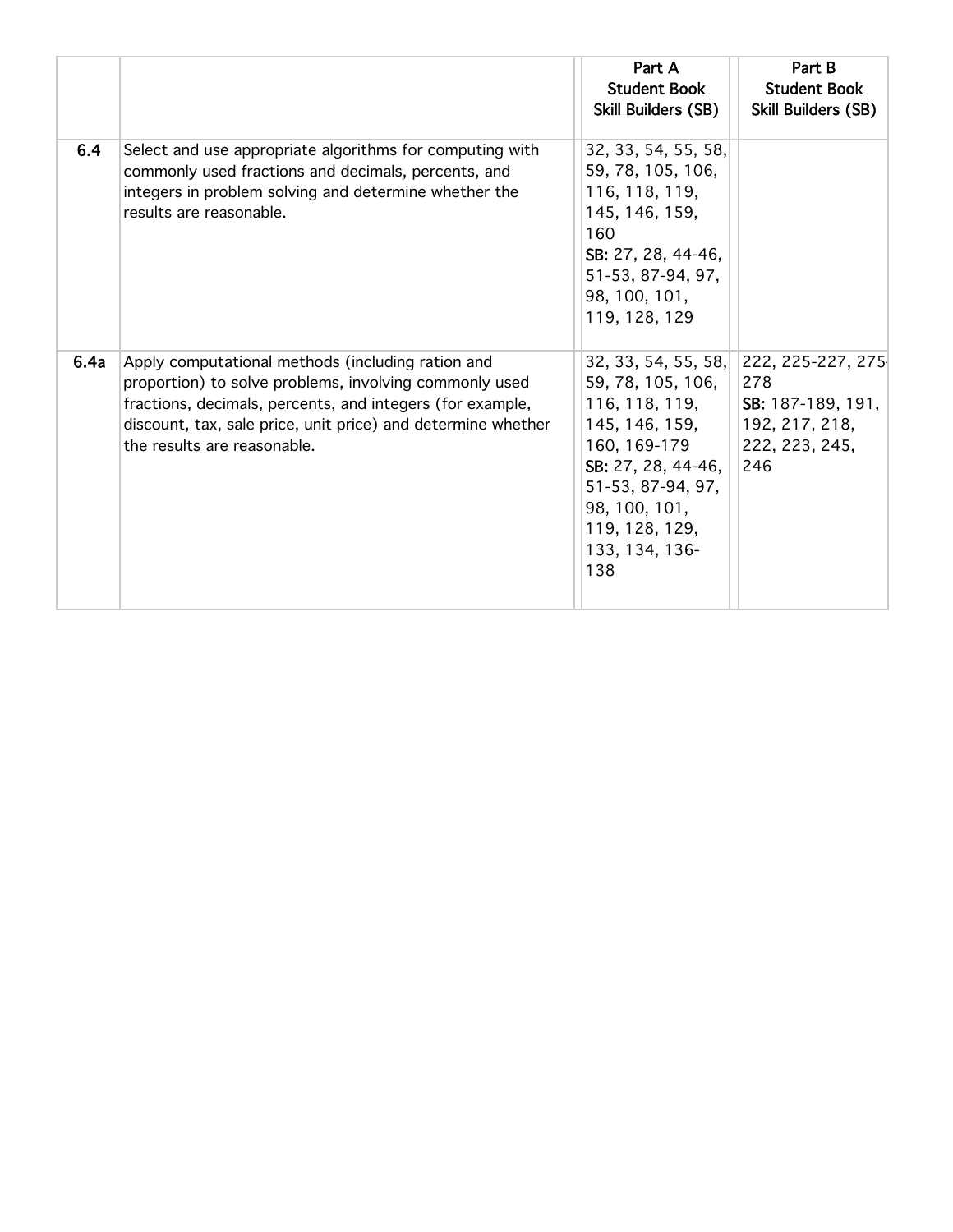| | | Part A Student Book Skill Builders (SB) | Part B Student Book Skill Builders (SB) |
|---|---|---|---|
| **6.4** | Select and use appropriate algorithms for computing with commonly used fractions and decimals, percents, and integers in problem solving and determine whether the results are reasonable. | 32, 33, 54, 55, 58, 59, 78, 105, 106, 116, 118, 119, 145, 146, 159, 160 **SB:** 27, 28, 44-46, 51-53, 87-94, 97, 98, 100, 101, 119, 128, 129 | |
| **6.4a** | Apply computational methods (including ration and proportion) to solve problems, involving commonly used fractions, decimals, percents, and integers (for example, discount, tax, sale price, unit price) and determine whether the results are reasonable. | 32, 33, 54, 55, 58, 59, 78, 105, 106, 116, 118, 119, 145, 146, 159, 160, 169-179 **SB:** 27, 28, 44-46, 51-53, 87-94, 97, 98, 100, 101, 119, 128, 129, 133, 134, 136-138 | 222, 225-227, 275-278 **SB:** 187-189, 191, 192, 217, 218, 222, 223, 245, 246 |